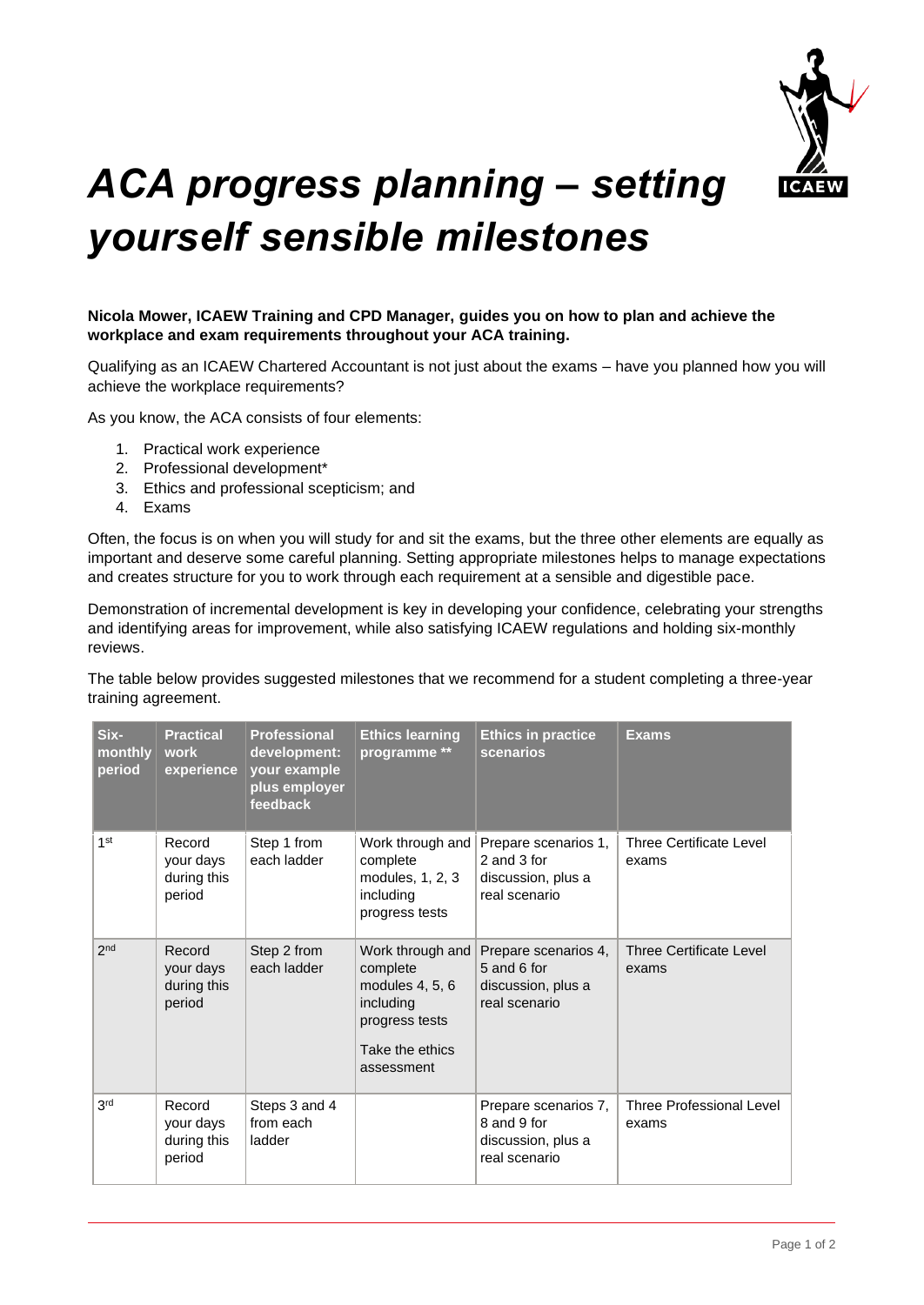# *ACA progress planning – setting yourself sensible milestones*

**Nicola Mower, ICAEW Training and CPD Manager, guides you on how to plan and achieve the workplace and exam requirements throughout your ACA training.**

Qualifying as an ICAEW Chartered Accountant is not just about the exams – have you planned how you will achieve the workplace requirements?

As you know, the ACA consists of four elements:

1. Practical work experience
2. Professional development*
3. Ethics and professional scepticism; and
4. Exams

Often, the focus is on when you will study for and sit the exams, but the three other elements are equally as important and deserve some careful planning. Setting appropriate milestones helps to manage expectations and creates structure for you to work through each requirement at a sensible and digestible pace.

Demonstration of incremental development is key in developing your confidence, celebrating your strengths and identifying areas for improvement, while also satisfying ICAEW regulations and holding six-monthly reviews.

The table below provides suggested milestones that we recommend for a student completing a three-year training agreement.

| Six-monthly period | Practical work experience | Professional development: your example plus employer feedback | Ethics learning programme ** | Ethics in practice scenarios | Exams |
|---|---|---|---|---|---|
| 1st | Record your days during this period | Step 1 from each ladder | Work through and complete modules, 1, 2, 3 including progress tests | Prepare scenarios 1, 2 and 3 for discussion, plus a real scenario | Three Certificate Level exams |
| 2nd | Record your days during this period | Step 2 from each ladder | Work through and complete modules 4, 5, 6 including progress tests<br><br>Take the ethics assessment | Prepare scenarios 4, 5 and 6 for discussion, plus a real scenario | Three Certificate Level exams |
| 3rd | Record your days during this period | Steps 3 and 4 from each ladder | | Prepare scenarios 7, 8 and 9 for discussion, plus a real scenario | Three Professional Level exams |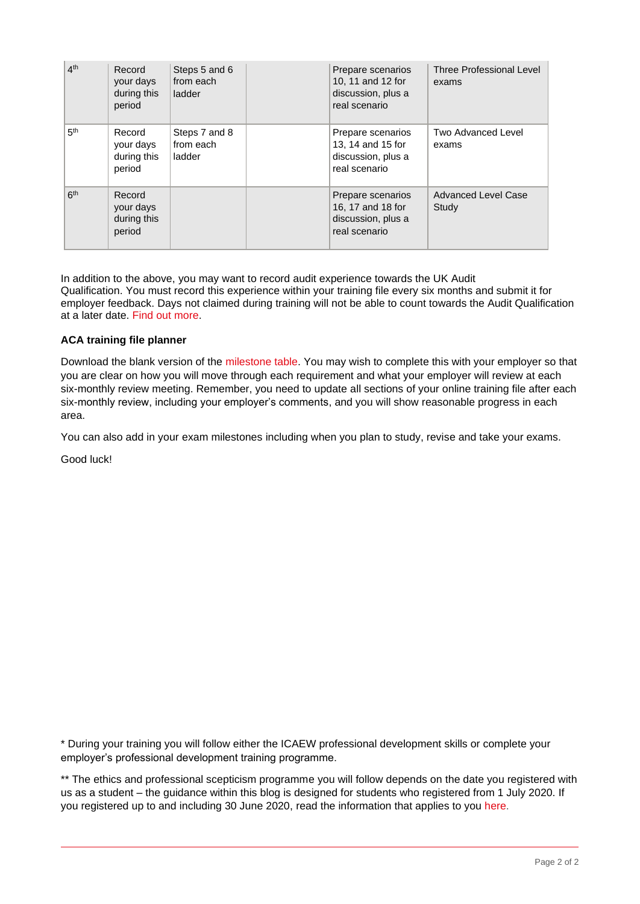| | | | | | |
|---|---|---|---|---|---|
| 4th | Record your days during this period | Steps 5 and 6 from each ladder | | Prepare scenarios 10, 11 and 12 for discussion, plus a real scenario | Three Professional Level exams |
| 5th | Record your days during this period | Steps 7 and 8 from each ladder | | Prepare scenarios 13, 14 and 15 for discussion, plus a real scenario | Two Advanced Level exams |
| 6th | Record your days during this period | | | Prepare scenarios 16, 17 and 18 for discussion, plus a real scenario | Advanced Level Case Study |

In addition to the above, you may want to record audit experience towards the UK Audit Qualification. You must record this experience within your training file every six months and submit it for employer feedback. Days not claimed during training will not be able to count towards the Audit Qualification at a later date. Find out more.

**ACA training file planner**

Download the blank version of the milestone table. You may wish to complete this with your employer so that you are clear on how you will move through each requirement and what your employer will review at each six-monthly review meeting. Remember, you need to update all sections of your online training file after each six-monthly review, including your employer's comments, and you will show reasonable progress in each area.

You can also add in your exam milestones including when you plan to study, revise and take your exams.

Good luck!

\* During your training you will follow either the ICAEW professional development skills or complete your employer's professional development training programme.

\*\* The ethics and professional scepticism programme you will follow depends on the date you registered with us as a student – the guidance within this blog is designed for students who registered from 1 July 2020. If you registered up to and including 30 June 2020, read the information that applies to you here.